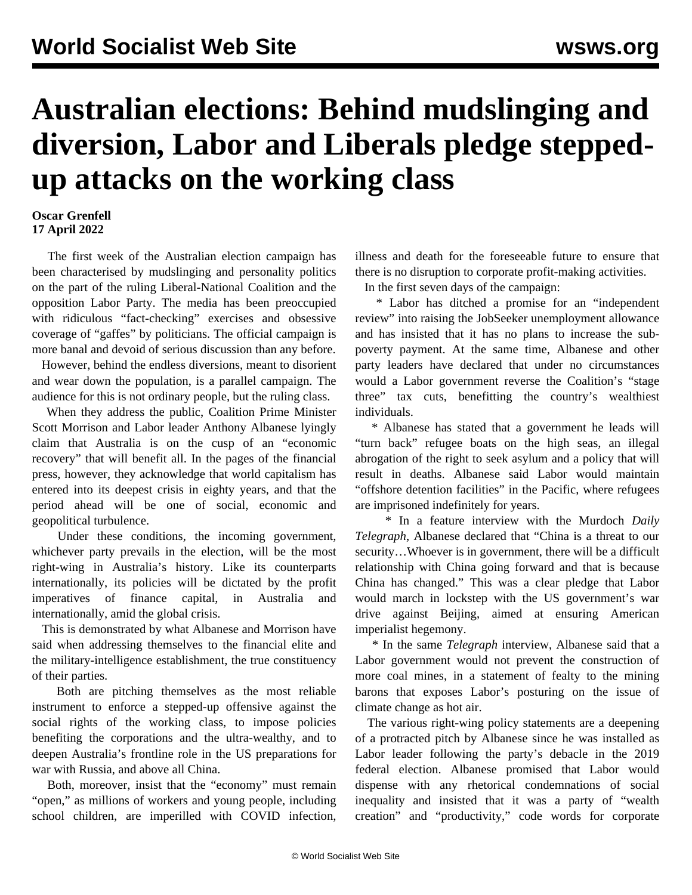# Australian elections: Behind mudslinging and diversion, Labor and Liberals pledge stepped-up attacks on the working class

**Oscar Grenfell**
**17 April 2022**

The first week of the Australian election campaign has been characterised by mudslinging and personality politics on the part of the ruling Liberal-National Coalition and the opposition Labor Party. The media has been preoccupied with ridiculous "fact-checking" exercises and obsessive coverage of "gaffes" by politicians. The official campaign is more banal and devoid of serious discussion than any before.

However, behind the endless diversions, meant to disorient and wear down the population, is a parallel campaign. The audience for this is not ordinary people, but the ruling class.

When they address the public, Coalition Prime Minister Scott Morrison and Labor leader Anthony Albanese lyingly claim that Australia is on the cusp of an "economic recovery" that will benefit all. In the pages of the financial press, however, they acknowledge that world capitalism has entered into its deepest crisis in eighty years, and that the period ahead will be one of social, economic and geopolitical turbulence.

Under these conditions, the incoming government, whichever party prevails in the election, will be the most right-wing in Australia's history. Like its counterparts internationally, its policies will be dictated by the profit imperatives of finance capital, in Australia and internationally, amid the global crisis.

This is demonstrated by what Albanese and Morrison have said when addressing themselves to the financial elite and the military-intelligence establishment, the true constituency of their parties.

Both are pitching themselves as the most reliable instrument to enforce a stepped-up offensive against the social rights of the working class, to impose policies benefiting the corporations and the ultra-wealthy, and to deepen Australia's frontline role in the US preparations for war with Russia, and above all China.

Both, moreover, insist that the "economy" must remain "open," as millions of workers and young people, including school children, are imperilled with COVID infection, illness and death for the foreseeable future to ensure that there is no disruption to corporate profit-making activities.

In the first seven days of the campaign:

* Labor has ditched a promise for an "independent review" into raising the JobSeeker unemployment allowance and has insisted that it has no plans to increase the sub-poverty payment. At the same time, Albanese and other party leaders have declared that under no circumstances would a Labor government reverse the Coalition's "stage three" tax cuts, benefitting the country's wealthiest individuals.

* Albanese has stated that a government he leads will "turn back" refugee boats on the high seas, an illegal abrogation of the right to seek asylum and a policy that will result in deaths. Albanese said Labor would maintain "offshore detention facilities" in the Pacific, where refugees are imprisoned indefinitely for years.

* In a feature interview with the Murdoch *Daily Telegraph*, Albanese declared that "China is a threat to our security…Whoever is in government, there will be a difficult relationship with China going forward and that is because China has changed." This was a clear pledge that Labor would march in lockstep with the US government's war drive against Beijing, aimed at ensuring American imperialist hegemony.

* In the same *Telegraph* interview, Albanese said that a Labor government would not prevent the construction of more coal mines, in a statement of fealty to the mining barons that exposes Labor's posturing on the issue of climate change as hot air.

The various right-wing policy statements are a deepening of a protracted pitch by Albanese since he was installed as Labor leader following the party's debacle in the 2019 federal election. Albanese promised that Labor would dispense with any rhetorical condemnations of social inequality and insisted that it was a party of "wealth creation" and "productivity," code words for corporate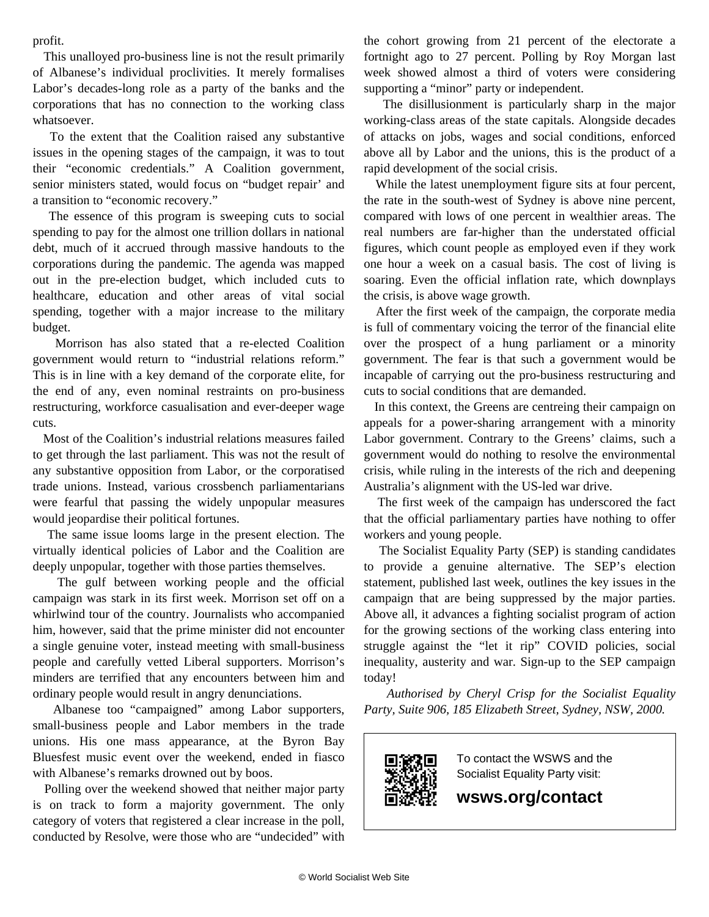profit.

This unalloyed pro-business line is not the result primarily of Albanese's individual proclivities. It merely formalises Labor's decades-long role as a party of the banks and the corporations that has no connection to the working class whatsoever.

To the extent that the Coalition raised any substantive issues in the opening stages of the campaign, it was to tout their "economic credentials." A Coalition government, senior ministers stated, would focus on "budget repair' and a transition to "economic recovery."

The essence of this program is sweeping cuts to social spending to pay for the almost one trillion dollars in national debt, much of it accrued through massive handouts to the corporations during the pandemic. The agenda was mapped out in the pre-election budget, which included cuts to healthcare, education and other areas of vital social spending, together with a major increase to the military budget.

Morrison has also stated that a re-elected Coalition government would return to "industrial relations reform." This is in line with a key demand of the corporate elite, for the end of any, even nominal restraints on pro-business restructuring, workforce casualisation and ever-deeper wage cuts.

Most of the Coalition's industrial relations measures failed to get through the last parliament. This was not the result of any substantive opposition from Labor, or the corporatised trade unions. Instead, various crossbench parliamentarians were fearful that passing the widely unpopular measures would jeopardise their political fortunes.

The same issue looms large in the present election. The virtually identical policies of Labor and the Coalition are deeply unpopular, together with those parties themselves.

The gulf between working people and the official campaign was stark in its first week. Morrison set off on a whirlwind tour of the country. Journalists who accompanied him, however, said that the prime minister did not encounter a single genuine voter, instead meeting with small-business people and carefully vetted Liberal supporters. Morrison's minders are terrified that any encounters between him and ordinary people would result in angry denunciations.

Albanese too "campaigned" among Labor supporters, small-business people and Labor members in the trade unions. His one mass appearance, at the Byron Bay Bluesfest music event over the weekend, ended in fiasco with Albanese's remarks drowned out by boos.

Polling over the weekend showed that neither major party is on track to form a majority government. The only category of voters that registered a clear increase in the poll, conducted by Resolve, were those who are "undecided" with the cohort growing from 21 percent of the electorate a fortnight ago to 27 percent. Polling by Roy Morgan last week showed almost a third of voters were considering supporting a "minor" party or independent.

The disillusionment is particularly sharp in the major working-class areas of the state capitals. Alongside decades of attacks on jobs, wages and social conditions, enforced above all by Labor and the unions, this is the product of a rapid development of the social crisis.

While the latest unemployment figure sits at four percent, the rate in the south-west of Sydney is above nine percent, compared with lows of one percent in wealthier areas. The real numbers are far-higher than the understated official figures, which count people as employed even if they work one hour a week on a casual basis. The cost of living is soaring. Even the official inflation rate, which downplays the crisis, is above wage growth.

After the first week of the campaign, the corporate media is full of commentary voicing the terror of the financial elite over the prospect of a hung parliament or a minority government. The fear is that such a government would be incapable of carrying out the pro-business restructuring and cuts to social conditions that are demanded.

In this context, the Greens are centreing their campaign on appeals for a power-sharing arrangement with a minority Labor government. Contrary to the Greens' claims, such a government would do nothing to resolve the environmental crisis, while ruling in the interests of the rich and deepening Australia's alignment with the US-led war drive.

The first week of the campaign has underscored the fact that the official parliamentary parties have nothing to offer workers and young people.

The Socialist Equality Party (SEP) is standing candidates to provide a genuine alternative. The SEP's election statement, published last week, outlines the key issues in the campaign that are being suppressed by the major parties. Above all, it advances a fighting socialist program of action for the growing sections of the working class entering into struggle against the "let it rip" COVID policies, social inequality, austerity and war. Sign-up to the SEP campaign today!

*Authorised by Cheryl Crisp for the Socialist Equality Party, Suite 906, 185 Elizabeth Street, Sydney, NSW, 2000.*

To contact the WSWS and the Socialist Equality Party visit:

**wsws.org/contact**